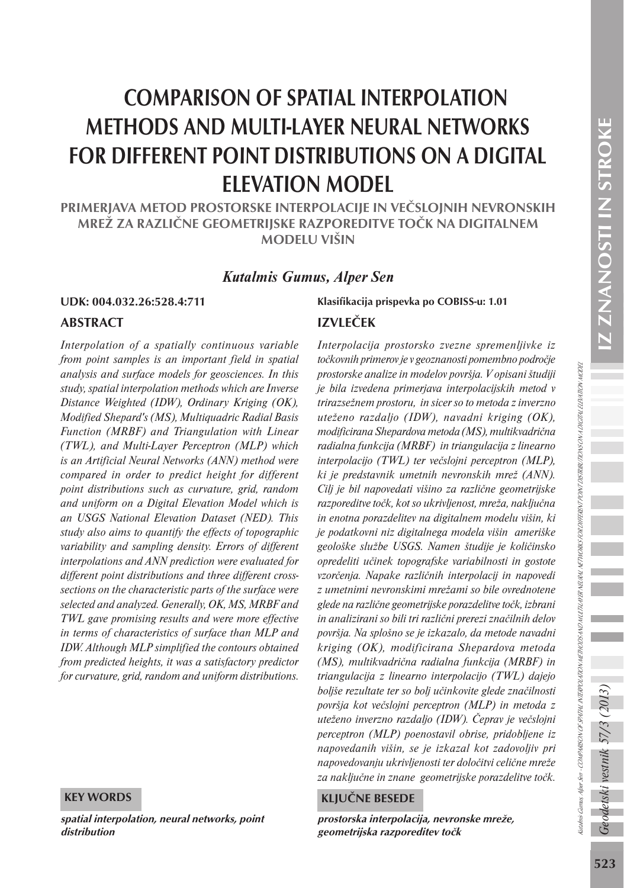# COMPARISON OF SPATIAL INTERPOLATION METHODS AND MULTI-LAYER NEURAL NETWORKS FOR DIFFERENT POINT DISTRIBUTIONS ON A DIGITAL ELEVATION MODEL

## PRIMERJAVA METOD PROSTORSKE INTERPOLACIJE IN VEČSLOJNIH NEVRONSKIH MREŽ ZA RAZLIČNE GEOMETRIJSKE RAZPOREDITVE TOČK NA DIGITALNEM MODELU VIŠIN

***Kutalmis Gumus, Alper Sen***

**UDK: 004.032.26:528.4:711**

**Klasifikacija prispevka po COBISS-u: 1.01**

## ABSTRACT

*Interpolation of a spatially continuous variable from point samples is an important field in spatial analysis and surface models for geosciences. In this study, spatial interpolation methods which are Inverse Distance Weighted (IDW), Ordinary Kriging (OK), Modified Shepard's (MS), Multiquadric Radial Basis Function (MRBF) and Triangulation with Linear (TWL), and Multi-Layer Perceptron (MLP) which is an Artificial Neural Networks (ANN) method were compared in order to predict height for different point distributions such as curvature, grid, random and uniform on a Digital Elevation Model which is an USGS National Elevation Dataset (NED). This study also aims to quantify the effects of topographic variability and sampling density. Errors of different interpolations and ANN prediction were evaluated for different point distributions and three different cross-sections on the characteristic parts of the surface were selected and analyzed. Generally, OK, MS, MRBF and TWL gave promising results and were more effective in terms of characteristics of surface than MLP and IDW. Although MLP simplified the contours obtained from predicted heights, it was a satisfactory predictor for curvature, grid, random and uniform distributions.*

## IZVLEČEK

*Interpolacija prostorsko zvezne spremenljivke iz točkovnih primerov je v geoznanosti pomembno področje prostorske analize in modelov površja. V opisani študiji je bila izvedena primerjava interpolacijskih metod v trirazsežnem prostoru, in sicer so to metoda z inverzno uteženo razdaljo (IDW), navadni kriging (OK), modificirana Shepardova metoda (MS), multikvadrična radialna funkcija (MRBF) in triangulacija z linearno interpolacijo (TWL) ter večslojni perceptron (MLP), ki je predstavnik umetnih nevronskih mrež (ANN). Cilj je bil napovedati višino za različne geometrijske razporeditve točk, kot so ukrivljenost, mreža, naključna in enotna porazdelitev na digitalnem modelu višin, ki je podatkovni niz digitalnega modela višin ameriške geološke službe USGS. Namen študije je količinsko opredeliti učinek topografske variabilnosti in gostote vzorčenja. Napake različnih interpolacij in napovedi z umetnimi nevronskimi mrežami so bile ovrednotene glede na različne geometrijske porazdelitve točk, izbrani in analizirani so bili tri različni prerezi značilnih delov površja. Na splošno se je izkazalo, da metode navadni kriging (OK), modificirana Shepardova metoda (MS), multikvadrična radialna funkcija (MRBF) in triangulacija z linearno interpolacijo (TWL) dajejo boljše rezultate ter so bolj učinkovite glede značilnosti površja kot večslojni perceptron (MLP) in metoda z uteženo inverzno razdaljo (IDW). Čeprav je večslojni perceptron (MLP) poenostavil obrise, pridobljene iz napovedanih višin, se je izkazal kot zadovoljiv pri napovedovanju ukrivljenosti ter določitvi celične mreže za naključne in znane geometrijske porazdelitve točk.*

### KEY WORDS

***spatial interpolation, neural networks, point distribution***

### KLJUČNE BESEDE

***prostorska interpolacija, nevronske mreže, geometrijska razporeditev točk***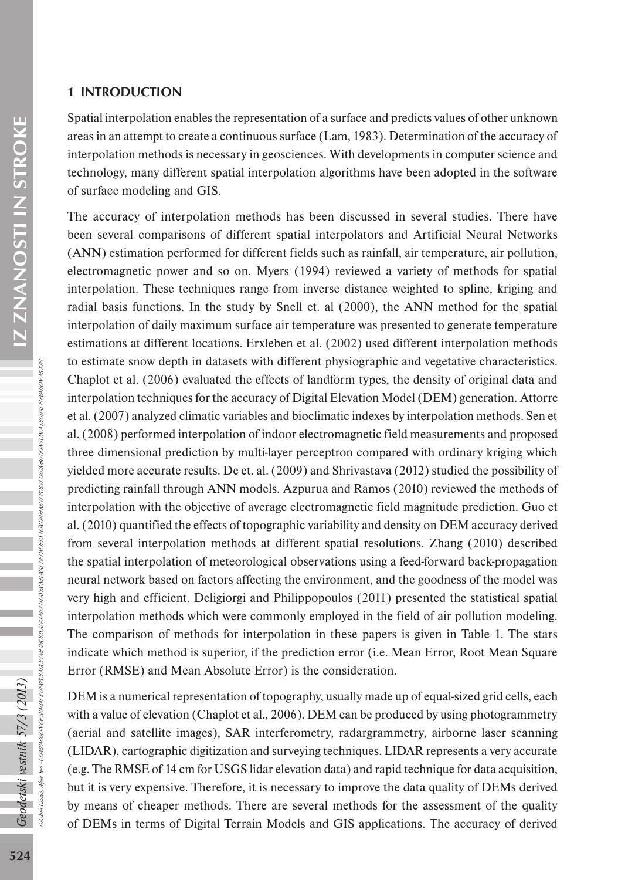## 1 INTRODUCTION

Spatial interpolation enables the representation of a surface and predicts values of other unknown areas in an attempt to create a continuous surface (Lam, 1983). Determination of the accuracy of interpolation methods is necessary in geosciences. With developments in computer science and technology, many different spatial interpolation algorithms have been adopted in the software of surface modeling and GIS.

The accuracy of interpolation methods has been discussed in several studies. There have been several comparisons of different spatial interpolators and Artificial Neural Networks (ANN) estimation performed for different fields such as rainfall, air temperature, air pollution, electromagnetic power and so on. Myers (1994) reviewed a variety of methods for spatial interpolation. These techniques range from inverse distance weighted to spline, kriging and radial basis functions. In the study by Snell et. al (2000), the ANN method for the spatial interpolation of daily maximum surface air temperature was presented to generate temperature estimations at different locations. Erxleben et al. (2002) used different interpolation methods to estimate snow depth in datasets with different physiographic and vegetative characteristics. Chaplot et al. (2006) evaluated the effects of landform types, the density of original data and interpolation techniques for the accuracy of Digital Elevation Model (DEM) generation. Attorre et al. (2007) analyzed climatic variables and bioclimatic indexes by interpolation methods. Sen et al. (2008) performed interpolation of indoor electromagnetic field measurements and proposed three dimensional prediction by multi-layer perceptron compared with ordinary kriging which yielded more accurate results. De et. al. (2009) and Shrivastava (2012) studied the possibility of predicting rainfall through ANN models. Azpurua and Ramos (2010) reviewed the methods of interpolation with the objective of average electromagnetic field magnitude prediction. Guo et al. (2010) quantified the effects of topographic variability and density on DEM accuracy derived from several interpolation methods at different spatial resolutions. Zhang (2010) described the spatial interpolation of meteorological observations using a feed-forward back-propagation neural network based on factors affecting the environment, and the goodness of the model was very high and efficient. Deligiorgi and Philippopoulos (2011) presented the statistical spatial interpolation methods which were commonly employed in the field of air pollution modeling. The comparison of methods for interpolation in these papers is given in Table 1. The stars indicate which method is superior, if the prediction error (i.e. Mean Error, Root Mean Square Error (RMSE) and Mean Absolute Error) is the consideration.

DEM is a numerical representation of topography, usually made up of equal-sized grid cells, each with a value of elevation (Chaplot et al., 2006). DEM can be produced by using photogrammetry (aerial and satellite images), SAR interferometry, radargrammetry, airborne laser scanning (LIDAR), cartographic digitization and surveying techniques. LIDAR represents a very accurate (e.g. The RMSE of 14 cm for USGS lidar elevation data) and rapid technique for data acquisition, but it is very expensive. Therefore, it is necessary to improve the data quality of DEMs derived by means of cheaper methods. There are several methods for the assessment of the quality of DEMs in terms of Digital Terrain Models and GIS applications. The accuracy of derived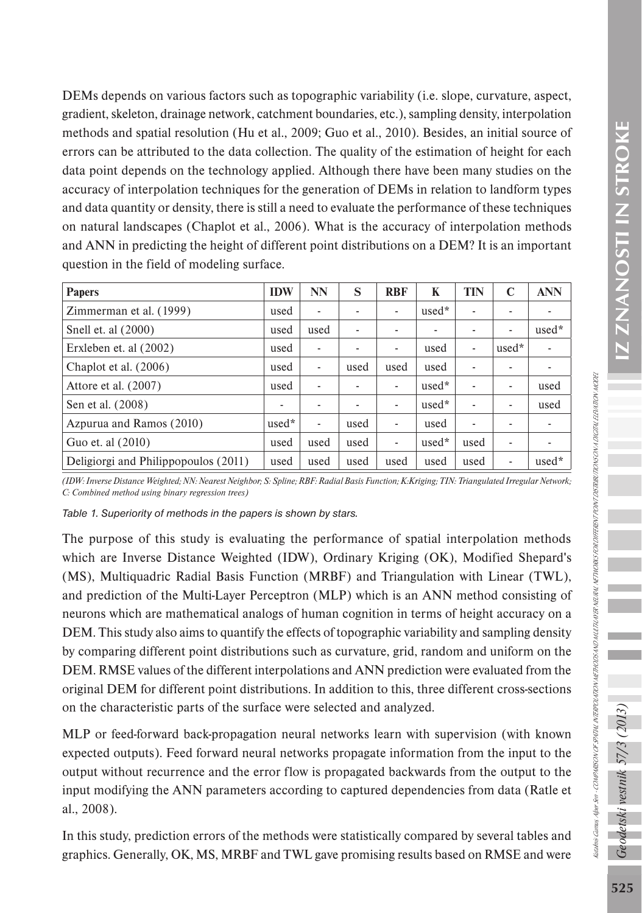DEMs depends on various factors such as topographic variability (i.e. slope, curvature, aspect, gradient, skeleton, drainage network, catchment boundaries, etc.), sampling density, interpolation methods and spatial resolution (Hu et al., 2009; Guo et al., 2010). Besides, an initial source of errors can be attributed to the data collection. The quality of the estimation of height for each data point depends on the technology applied. Although there have been many studies on the accuracy of interpolation techniques for the generation of DEMs in relation to landform types and data quantity or density, there is still a need to evaluate the performance of these techniques on natural landscapes (Chaplot et al., 2006). What is the accuracy of interpolation methods and ANN in predicting the height of different point distributions on a DEM? It is an important question in the field of modeling surface.

| Papers | IDW | NN | S | RBF | K | TIN | C | ANN |
|---|---|---|---|---|---|---|---|---|
| Zimmerman et al. (1999) | used | - | - | - | used* | - | - | - |
| Snell et. al (2000) | used | used | - | - | - | - | - | used* |
| Erxleben et. al (2002) | used | - | - | - | used | - | used* | - |
| Chaplot et al. (2006) | used | - | used | used | used | - | - | - |
| Attore et al. (2007) | used | - | - | - | used* | - | - | used |
| Sen et al. (2008) | - | - | - | - | used* | - | - | used |
| Azpurua and Ramos (2010) | used* | - | used | - | used | - | - | - |
| Guo et. al (2010) | used | used | used | - | used* | used | - | - |
| Deligiorgi and Philippopoulos (2011) | used | used | used | used | used | used | - | used* |

*(IDW: Inverse Distance Weighted; NN: Nearest Neighbor; S: Spline; RBF: Radial Basis Function; K:Kriging; TIN: Triangulated Irregular Network; C: Combined method using binary regression trees)*

*Table 1. Superiority of methods in the papers is shown by stars.*

The purpose of this study is evaluating the performance of spatial interpolation methods which are Inverse Distance Weighted (IDW), Ordinary Kriging (OK), Modified Shepard's (MS), Multiquadric Radial Basis Function (MRBF) and Triangulation with Linear (TWL), and prediction of the Multi-Layer Perceptron (MLP) which is an ANN method consisting of neurons which are mathematical analogs of human cognition in terms of height accuracy on a DEM. This study also aims to quantify the effects of topographic variability and sampling density by comparing different point distributions such as curvature, grid, random and uniform on the DEM. RMSE values of the different interpolations and ANN prediction were evaluated from the original DEM for different point distributions. In addition to this, three different cross-sections on the characteristic parts of the surface were selected and analyzed.

MLP or feed-forward back-propagation neural networks learn with supervision (with known expected outputs). Feed forward neural networks propagate information from the input to the output without recurrence and the error flow is propagated backwards from the output to the input modifying the ANN parameters according to captured dependencies from data (Ratle et al., 2008).

In this study, prediction errors of the methods were statistically compared by several tables and graphics. Generally, OK, MS, MRBF and TWL gave promising results based on RMSE and were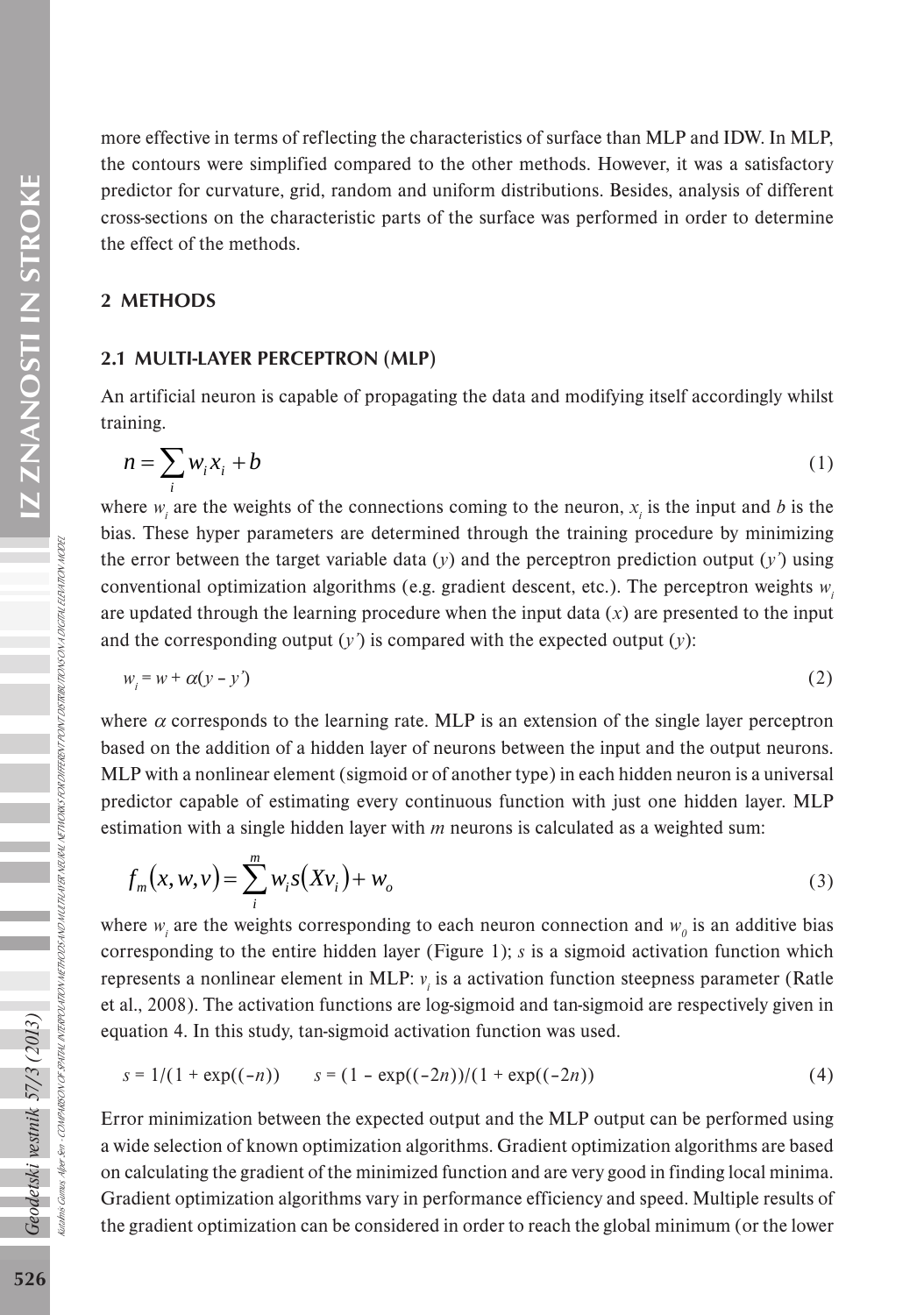more effective in terms of reflecting the characteristics of surface than MLP and IDW. In MLP, the contours were simplified compared to the other methods. However, it was a satisfactory predictor for curvature, grid, random and uniform distributions. Besides, analysis of different cross-sections on the characteristic parts of the surface was performed in order to determine the effect of the methods.

## 2 METHODS

### 2.1 MULTI-LAYER PERCEPTRON (MLP)

An artificial neuron is capable of propagating the data and modifying itself accordingly whilst training.

$$n = \sum_{i} w_i x_i + b \tag{1}$$

where $w_i$ are the weights of the connections coming to the neuron, $x_i$ is the input and $b$ is the bias. These hyper parameters are determined through the training procedure by minimizing the error between the target variable data ($y$) and the perceptron prediction output ($y'$) using conventional optimization algorithms (e.g. gradient descent, etc.). The perceptron weights $w_i$ are updated through the learning procedure when the input data ($x$) are presented to the input and the corresponding output ($y'$) is compared with the expected output ($y$):

$$w_i = w + \alpha(y - y') \tag{2}$$

where $\alpha$ corresponds to the learning rate. MLP is an extension of the single layer perceptron based on the addition of a hidden layer of neurons between the input and the output neurons. MLP with a nonlinear element (sigmoid or of another type) in each hidden neuron is a universal predictor capable of estimating every continuous function with just one hidden layer. MLP estimation with a single hidden layer with $m$ neurons is calculated as a weighted sum:

$$f_m(x, w, v) = \sum_{i}^{m} w_i s(Xv_i) + w_o \tag{3}$$

where $w_i$ are the weights corresponding to each neuron connection and $w_0$ is an additive bias corresponding to the entire hidden layer (Figure 1); $s$ is a sigmoid activation function which represents a nonlinear element in MLP: $v_i$ is a activation function steepness parameter (Ratle et al., 2008). The activation functions are log-sigmoid and tan-sigmoid are respectively given in equation 4. In this study, tan-sigmoid activation function was used.

$$s = 1/(1 + \exp((-n)) \qquad s = (1 - \exp((-2n))/(1 + \exp((-2n)) \tag{4}$$

Error minimization between the expected output and the MLP output can be performed using a wide selection of known optimization algorithms. Gradient optimization algorithms are based on calculating the gradient of the minimized function and are very good in finding local minima. Gradient optimization algorithms vary in performance efficiency and speed. Multiple results of the gradient optimization can be considered in order to reach the global minimum (or the lower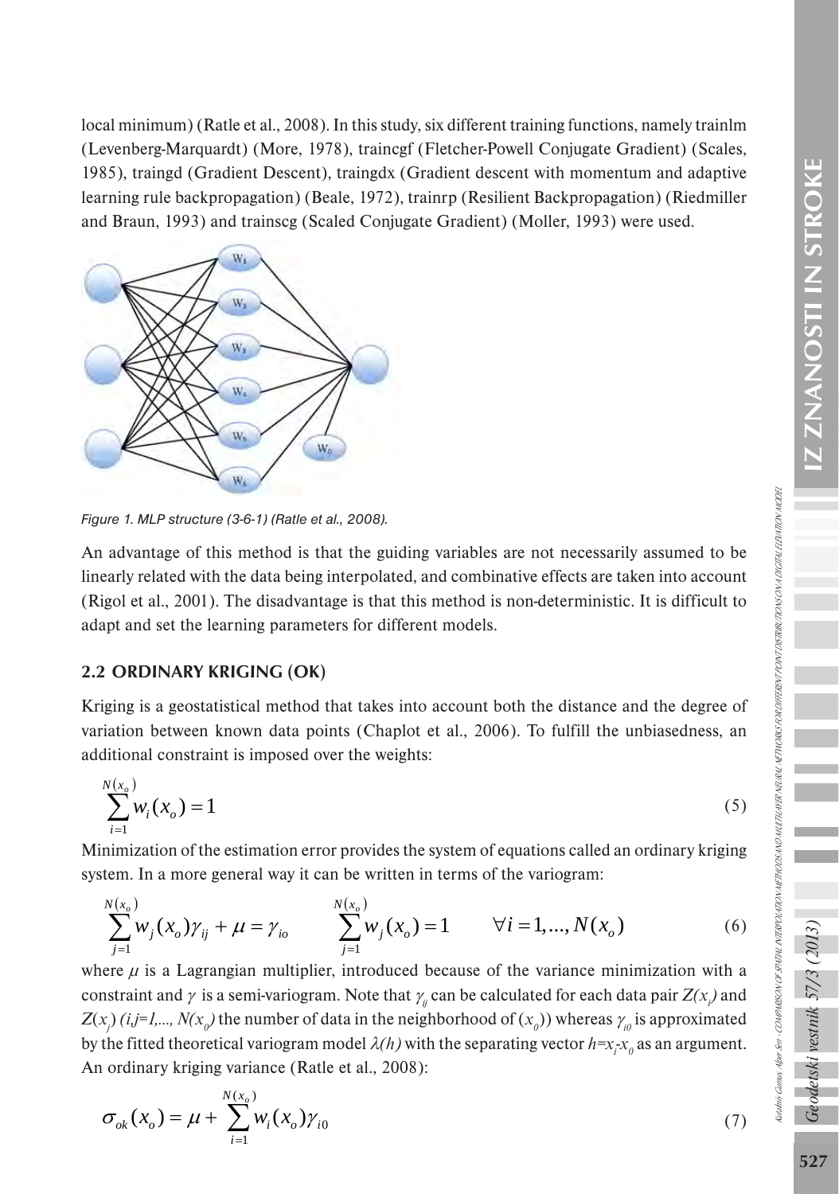local minimum) (Ratle et al., 2008). In this study, six different training functions, namely trainlm (Levenberg-Marquardt) (More, 1978), traincgf (Fletcher-Powell Conjugate Gradient) (Scales, 1985), traingd (Gradient Descent), traingdx (Gradient descent with momentum and adaptive learning rule backpropagation) (Beale, 1972), trainrp (Resilient Backpropagation) (Riedmiller and Braun, 1993) and trainscg (Scaled Conjugate Gradient) (Moller, 1993) were used.

*Figure 1. MLP structure (3-6-1) (Ratle et al., 2008).*

An advantage of this method is that the guiding variables are not necessarily assumed to be linearly related with the data being interpolated, and combinative effects are taken into account (Rigol et al., 2001). The disadvantage is that this method is non-deterministic. It is difficult to adapt and set the learning parameters for different models.

### 2.2 ORDINARY KRIGING (OK)

Kriging is a geostatistical method that takes into account both the distance and the degree of variation between known data points (Chaplot et al., 2006). To fulfill the unbiasedness, an additional constraint is imposed over the weights:

$$\sum_{i=1}^{N(x_o)} w_i(x_o) = 1 \tag{5}$$

Minimization of the estimation error provides the system of equations called an ordinary kriging system. In a more general way it can be written in terms of the variogram:

$$\sum_{j=1}^{N(x_o)} w_j(x_o)\gamma_{ij} + \mu = \gamma_{io} \qquad \sum_{j=1}^{N(x_o)} w_j(x_o) = 1 \qquad \forall i = 1, ..., N(x_o) \tag{6}$$

where $\mu$ is a Lagrangian multiplier, introduced because of the variance minimization with a constraint and $\gamma$ is a semi-variogram. Note that $\gamma_{ij}$ can be calculated for each data pair $Z(x_i)$ and $Z(x_j)$ $(i,j=1,..., N(x_0)$ the number of data in the neighborhood of $(x_0)$) whereas $\gamma_{i0}$ is approximated by the fitted theoretical variogram model $\lambda(h)$ with the separating vector $h=x_i\text{-}x_0$ as an argument. An ordinary kriging variance (Ratle et al., 2008):

$$\sigma_{ok}(x_o) = \mu + \sum_{i=1}^{N(x_o)} w_i(x_o)\gamma_{i0} \tag{7}$$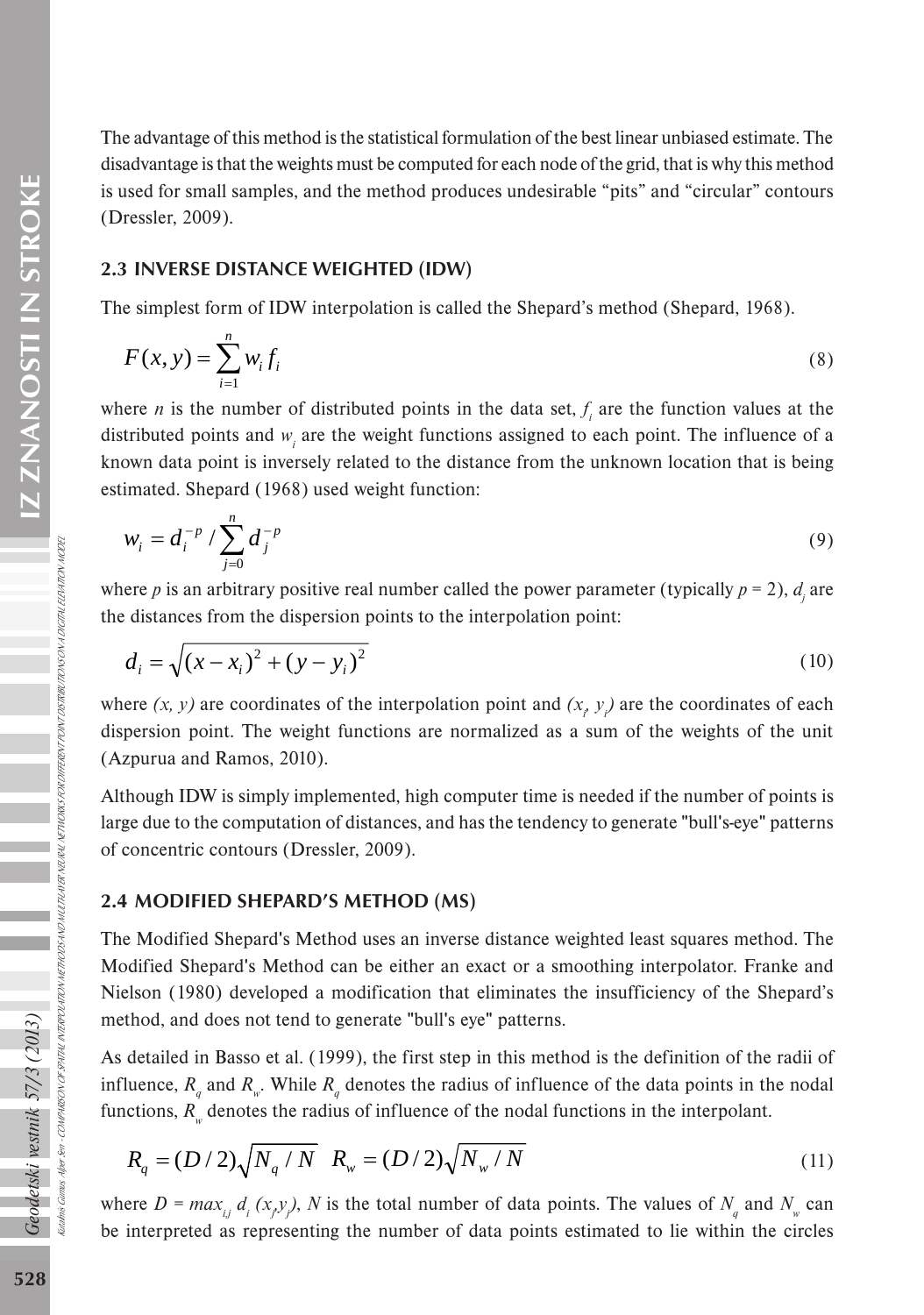The advantage of this method is the statistical formulation of the best linear unbiased estimate. The disadvantage is that the weights must be computed for each node of the grid, that is why this method is used for small samples, and the method produces undesirable "pits" and "circular" contours (Dressler, 2009).

### 2.3 INVERSE DISTANCE WEIGHTED (IDW)

The simplest form of IDW interpolation is called the Shepard's method (Shepard, 1968).

$$F(x,y) = \sum_{i=1}^{n} w_i f_i \tag{8}$$

where $n$ is the number of distributed points in the data set, $f_i$ are the function values at the distributed points and $w_i$ are the weight functions assigned to each point. The influence of a known data point is inversely related to the distance from the unknown location that is being estimated. Shepard (1968) used weight function:

$$w_i = d_i^{-p} / \sum_{j=0}^{n} d_j^{-p} \tag{9}$$

where $p$ is an arbitrary positive real number called the power parameter (typically $p = 2$), $d_j$ are the distances from the dispersion points to the interpolation point:

$$d_i = \sqrt{(x - x_i)^2 + (y - y_i)^2} \tag{10}$$

where $(x, y)$ are coordinates of the interpolation point and $(x_i, y_i)$ are the coordinates of each dispersion point. The weight functions are normalized as a sum of the weights of the unit (Azpurua and Ramos, 2010).

Although IDW is simply implemented, high computer time is needed if the number of points is large due to the computation of distances, and has the tendency to generate "bull's-eye" patterns of concentric contours (Dressler, 2009).

### 2.4 MODIFIED SHEPARD'S METHOD (MS)

The Modified Shepard's Method uses an inverse distance weighted least squares method. The Modified Shepard's Method can be either an exact or a smoothing interpolator. Franke and Nielson (1980) developed a modification that eliminates the insufficiency of the Shepard's method, and does not tend to generate "bull's eye" patterns.

As detailed in Basso et al. (1999), the first step in this method is the definition of the radii of influence, $R_q$ and $R_w$. While $R_q$ denotes the radius of influence of the data points in the nodal functions, $R_w$ denotes the radius of influence of the nodal functions in the interpolant.

$$R_q = (D/2)\sqrt{N_q / N} \quad R_w = (D/2)\sqrt{N_w / N} \tag{11}$$

where $D = max_{i,j}\, d_i\,(x_j, y_j)$, $N$ is the total number of data points. The values of $N_q$ and $N_w$ can be interpreted as representing the number of data points estimated to lie within the circles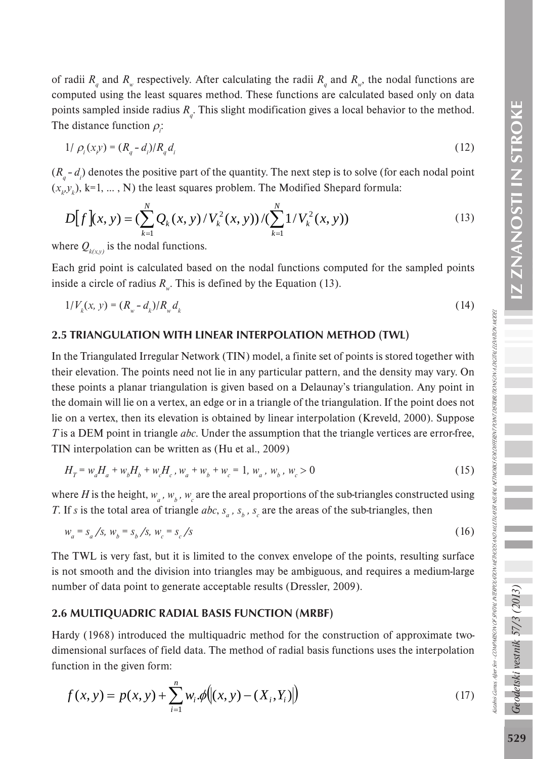of radii $R_q$ and $R_w$ respectively. After calculating the radii $R_q$ and $R_w$, the nodal functions are computed using the least squares method. These functions are calculated based only on data points sampled inside radius $R_q$. This slight modification gives a local behavior to the method. The distance function $\rho_i$:

$$1/\rho_i(x,y) = (R_q - d_i)/R_q d_i \tag{12}$$

$(R_q - d_i)$ denotes the positive part of the quantity. The next step is to solve (for each nodal point $(x_k, y_k)$, k=1, ... , N) the least squares problem. The Modified Shepard formula:

$$D[f](x,y) = (\sum_{k=1}^{N} Q_k(x,y)/V_k^2(x,y))/(\sum_{k=1}^{N} 1/V_k^2(x,y)) \tag{13}$$

where $Q_{k(x,y)}$ is the nodal functions.

Each grid point is calculated based on the nodal functions computed for the sampled points inside a circle of radius $R_w$. This is defined by the Equation (13).

$$1/V_k(x, y) = (R_w - d_k)/R_w d_k \tag{14}$$

## 2.5 TRIANGULATION WITH LINEAR INTERPOLATION METHOD (TWL)

In the Triangulated Irregular Network (TIN) model, a finite set of points is stored together with their elevation. The points need not lie in any particular pattern, and the density may vary. On these points a planar triangulation is given based on a Delaunay's triangulation. Any point in the domain will lie on a vertex, an edge or in a triangle of the triangulation. If the point does not lie on a vertex, then its elevation is obtained by linear interpolation (Kreveld, 2000). Suppose $T$ is a DEM point in triangle *abc*. Under the assumption that the triangle vertices are error-free, TIN interpolation can be written as (Hu et al., 2009)

$$H_T = w_a H_a + w_b H_b + w_c H_c\ ,\ w_a + w_b + w_c = 1,\ w_a\ ,\ w_b\ ,\ w_c > 0 \tag{15}$$

where $H$ is the height, $w_a$, $w_b$, $w_c$ are the areal proportions of the sub-triangles constructed using $T$. If $s$ is the total area of triangle *abc*, $s_a$, $s_b$, $s_c$ are the areas of the sub-triangles, then

$$w_a = s_a / s,\ w_b = s_b / s,\ w_c = s_c / s \tag{16}$$

The TWL is very fast, but it is limited to the convex envelope of the points, resulting surface is not smooth and the division into triangles may be ambiguous, and requires a medium-large number of data point to generate acceptable results (Dressler, 2009).

## 2.6 MULTIQUADRIC RADIAL BASIS FUNCTION (MRBF)

Hardy (1968) introduced the multiquadric method for the construction of approximate two-dimensional surfaces of field data. The method of radial basis functions uses the interpolation function in the given form:

$$f(x,y) = p(x,y) + \sum_{i=1}^{n} w_i.\phi(|(x,y) - (X_i, Y_i)|) \tag{17}$$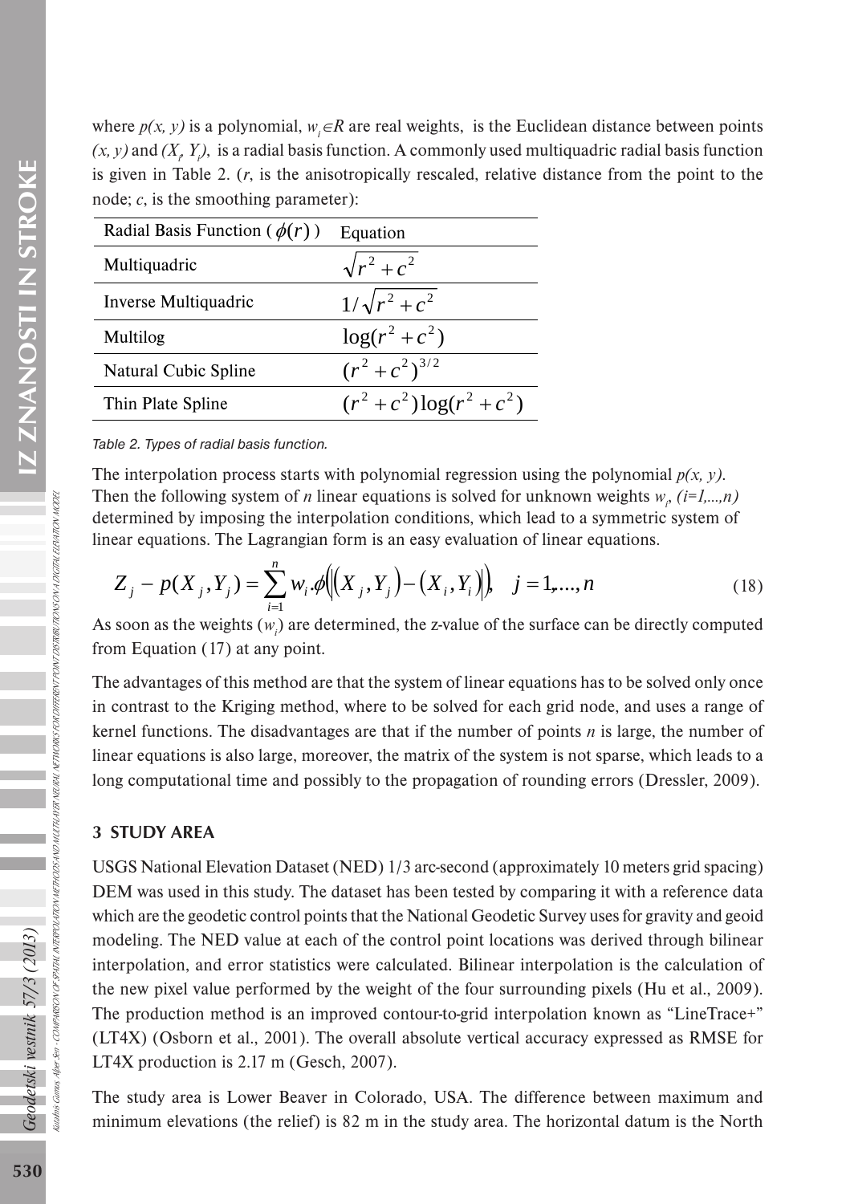where $p(x, y)$ is a polynomial, $w_i \in R$ are real weights, is the Euclidean distance between points $(x, y)$ and $(X_i, Y_i)$, is a radial basis function. A commonly used multiquadric radial basis function is given in Table 2. ($r$, is the anisotropically rescaled, relative distance from the point to the node; $c$, is the smoothing parameter):

| Radial Basis Function ( $\phi(r)$ ) | Equation |
|---|---|
| Multiquadric | $\sqrt{r^2 + c^2}$ |
| Inverse Multiquadric | $1/\sqrt{r^2 + c^2}$ |
| Multilog | $\log(r^2 + c^2)$ |
| Natural Cubic Spline | $(r^2 + c^2)^{3/2}$ |
| Thin Plate Spline | $(r^2 + c^2)\log(r^2 + c^2)$ |

*Table 2. Types of radial basis function.*

The interpolation process starts with polynomial regression using the polynomial $p(x, y)$. Then the following system of $n$ linear equations is solved for unknown weights $w_i$, $(i=1,...,n)$ determined by imposing the interpolation conditions, which lead to a symmetric system of linear equations. The Lagrangian form is an easy evaluation of linear equations.

$$Z_j - p(X_j, Y_j) = \sum_{i=1}^{n} w_i . \phi\left(\left\|(X_j, Y_j) - (X_i, Y_i)\right\|\right), \quad j = 1,...,n \tag{18}$$

As soon as the weights ($w_i$) are determined, the z-value of the surface can be directly computed from Equation (17) at any point.

The advantages of this method are that the system of linear equations has to be solved only once in contrast to the Kriging method, where to be solved for each grid node, and uses a range of kernel functions. The disadvantages are that if the number of points $n$ is large, the number of linear equations is also large, moreover, the matrix of the system is not sparse, which leads to a long computational time and possibly to the propagation of rounding errors (Dressler, 2009).

## 3 STUDY AREA

USGS National Elevation Dataset (NED) 1/3 arc-second (approximately 10 meters grid spacing) DEM was used in this study. The dataset has been tested by comparing it with a reference data which are the geodetic control points that the National Geodetic Survey uses for gravity and geoid modeling. The NED value at each of the control point locations was derived through bilinear interpolation, and error statistics were calculated. Bilinear interpolation is the calculation of the new pixel value performed by the weight of the four surrounding pixels (Hu et al., 2009). The production method is an improved contour-to-grid interpolation known as "LineTrace+" (LT4X) (Osborn et al., 2001). The overall absolute vertical accuracy expressed as RMSE for LT4X production is 2.17 m (Gesch, 2007).

The study area is Lower Beaver in Colorado, USA. The difference between maximum and minimum elevations (the relief) is 82 m in the study area. The horizontal datum is the North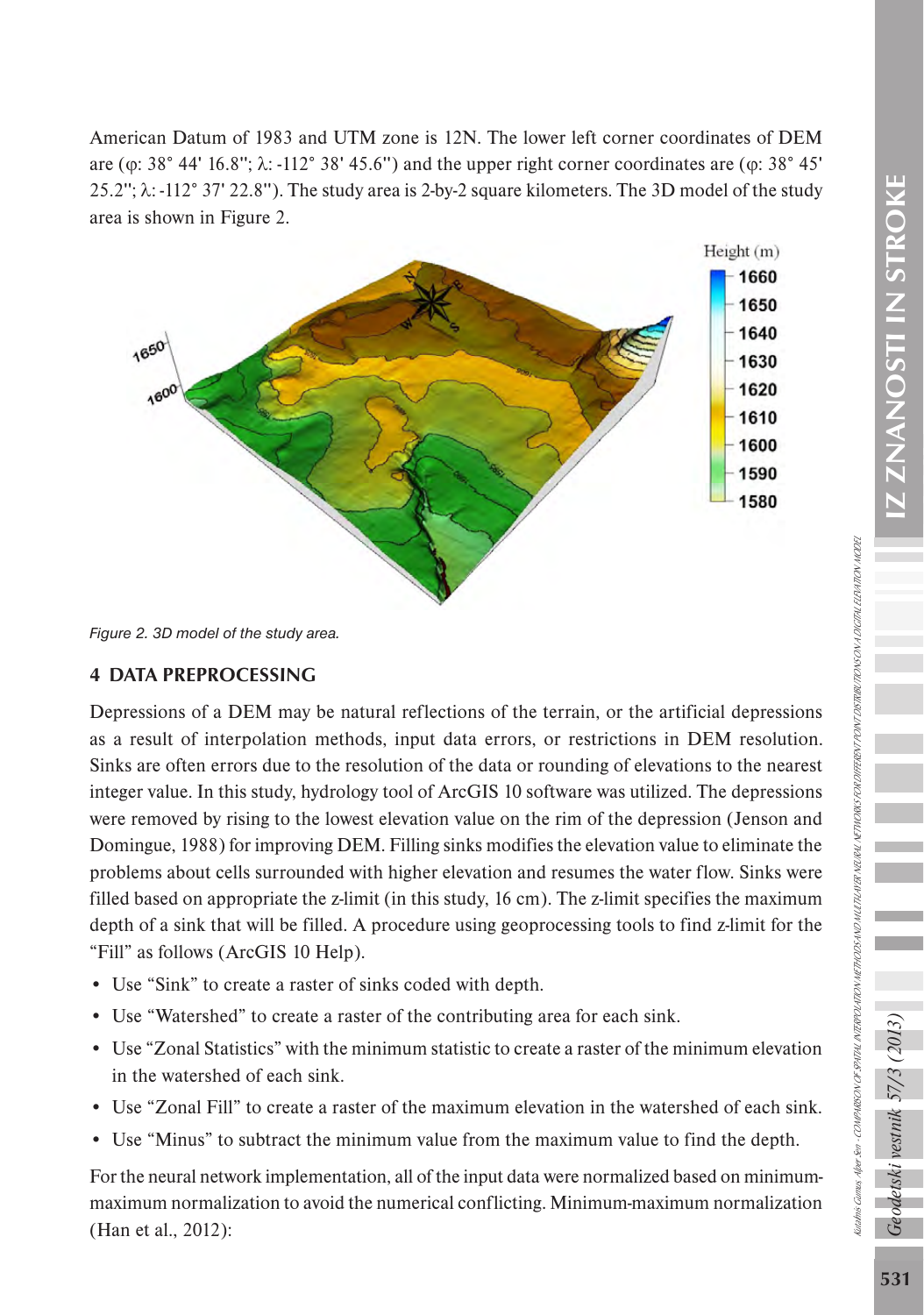American Datum of 1983 and UTM zone is 12N. The lower left corner coordinates of DEM are (φ: 38° 44' 16.8''; λ: -112° 38' 45.6'') and the upper right corner coordinates are (φ: 38° 45' 25.2''; λ: -112° 37' 22.8''). The study area is 2-by-2 square kilometers. The 3D model of the study area is shown in Figure 2.

*Figure 2. 3D model of the study area.*

## 4 DATA PREPROCESSING

Depressions of a DEM may be natural reflections of the terrain, or the artificial depressions as a result of interpolation methods, input data errors, or restrictions in DEM resolution. Sinks are often errors due to the resolution of the data or rounding of elevations to the nearest integer value. In this study, hydrology tool of ArcGIS 10 software was utilized. The depressions were removed by rising to the lowest elevation value on the rim of the depression (Jenson and Domingue, 1988) for improving DEM. Filling sinks modifies the elevation value to eliminate the problems about cells surrounded with higher elevation and resumes the water flow. Sinks were filled based on appropriate the z-limit (in this study, 16 cm). The z-limit specifies the maximum depth of a sink that will be filled. A procedure using geoprocessing tools to find z-limit for the "Fill" as follows (ArcGIS 10 Help).

- Use "Sink" to create a raster of sinks coded with depth.
- Use "Watershed" to create a raster of the contributing area for each sink.
- Use "Zonal Statistics" with the minimum statistic to create a raster of the minimum elevation in the watershed of each sink.
- Use "Zonal Fill" to create a raster of the maximum elevation in the watershed of each sink.
- Use "Minus" to subtract the minimum value from the maximum value to find the depth.

For the neural network implementation, all of the input data were normalized based on minimum-maximum normalization to avoid the numerical conflicting. Minimum-maximum normalization (Han et al., 2012):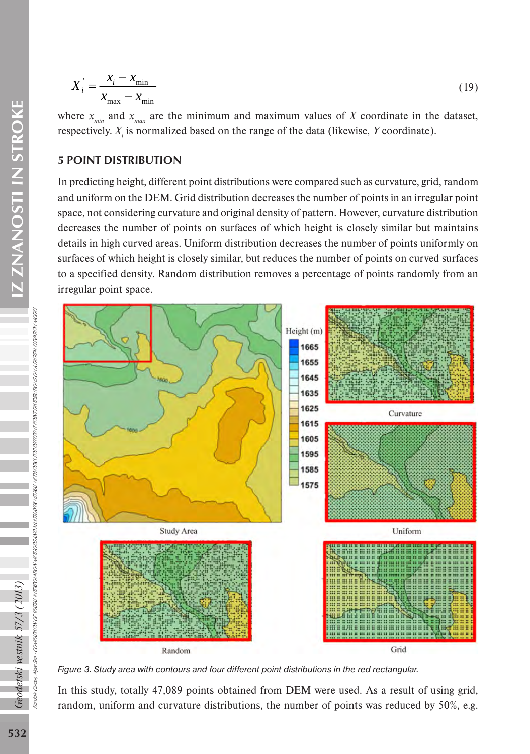$$X_i^{'} = \frac{x_i - x_{\min}}{x_{\max} - x_{\min}} \tag{19}$$

where $x_{min}$ and $x_{max}$ are the minimum and maximum values of $X$ coordinate in the dataset, respectively. $X_i$ is normalized based on the range of the data (likewise, $Y$ coordinate).

## 5 POINT DISTRIBUTION

In predicting height, different point distributions were compared such as curvature, grid, random and uniform on the DEM. Grid distribution decreases the number of points in an irregular point space, not considering curvature and original density of pattern. However, curvature distribution decreases the number of points on surfaces of which height is closely similar but maintains details in high curved areas. Uniform distribution decreases the number of points uniformly on surfaces of which height is closely similar, but reduces the number of points on curved surfaces to a specified density. Random distribution removes a percentage of points randomly from an irregular point space.

*Figure 3. Study area with contours and four different point distributions in the red rectangular.*

In this study, totally 47,089 points obtained from DEM were used. As a result of using grid, random, uniform and curvature distributions, the number of points was reduced by 50%, e.g.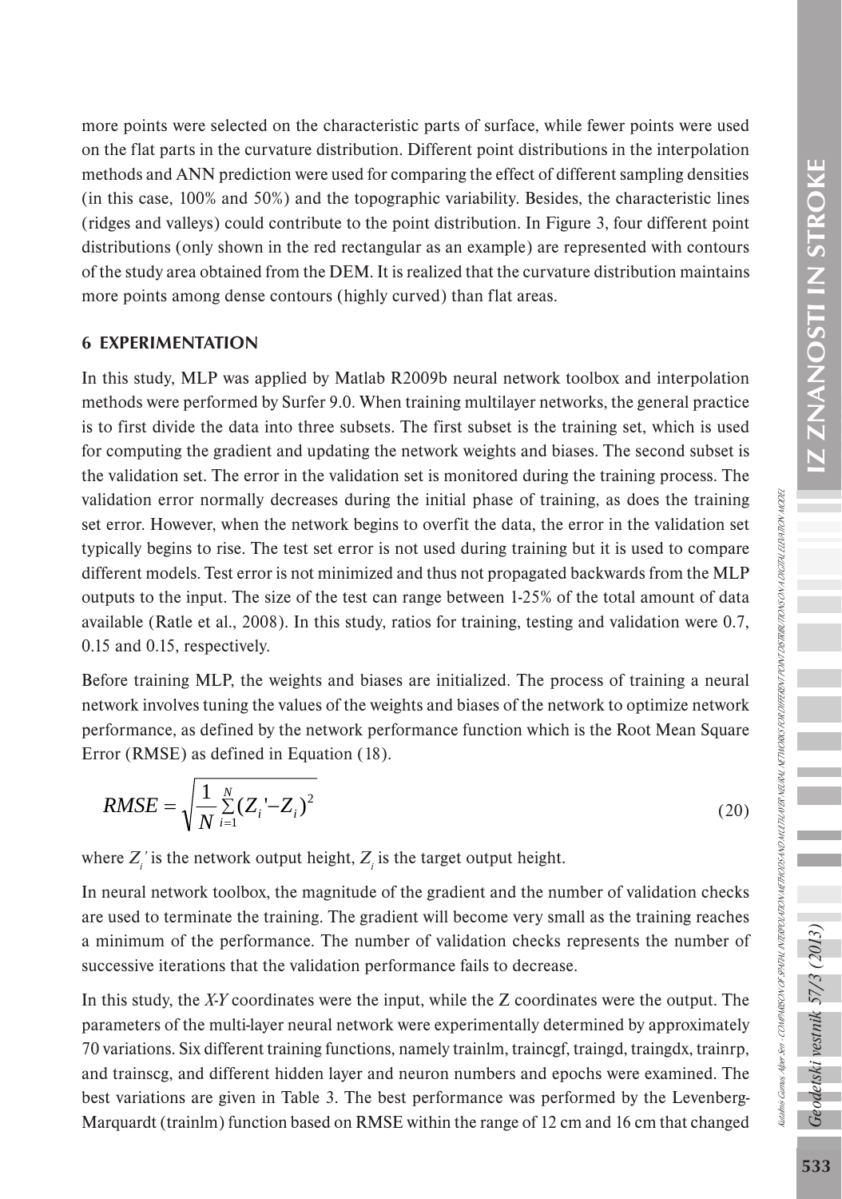more points were selected on the characteristic parts of surface, while fewer points were used on the flat parts in the curvature distribution. Different point distributions in the interpolation methods and ANN prediction were used for comparing the effect of different sampling densities (in this case, 100% and 50%) and the topographic variability. Besides, the characteristic lines (ridges and valleys) could contribute to the point distribution. In Figure 3, four different point distributions (only shown in the red rectangular as an example) are represented with contours of the study area obtained from the DEM. It is realized that the curvature distribution maintains more points among dense contours (highly curved) than flat areas.

## 6 EXPERIMENTATION

In this study, MLP was applied by Matlab R2009b neural network toolbox and interpolation methods were performed by Surfer 9.0. When training multilayer networks, the general practice is to first divide the data into three subsets. The first subset is the training set, which is used for computing the gradient and updating the network weights and biases. The second subset is the validation set. The error in the validation set is monitored during the training process. The validation error normally decreases during the initial phase of training, as does the training set error. However, when the network begins to overfit the data, the error in the validation set typically begins to rise. The test set error is not used during training but it is used to compare different models. Test error is not minimized and thus not propagated backwards from the MLP outputs to the input. The size of the test can range between 1-25% of the total amount of data available (Ratle et al., 2008). In this study, ratios for training, testing and validation were 0.7, 0.15 and 0.15, respectively.

Before training MLP, the weights and biases are initialized. The process of training a neural network involves tuning the values of the weights and biases of the network to optimize network performance, as defined by the network performance function which is the Root Mean Square Error (RMSE) as defined in Equation (18).

$$RMSE = \sqrt{\frac{1}{N}\sum_{i=1}^{N}(Z_i' - Z_i)^2} \tag{20}$$

where $Z_i'$ is the network output height, $Z_i$ is the target output height.

In neural network toolbox, the magnitude of the gradient and the number of validation checks are used to terminate the training. The gradient will become very small as the training reaches a minimum of the performance. The number of validation checks represents the number of successive iterations that the validation performance fails to decrease.

In this study, the *X-Y* coordinates were the input, while the Z coordinates were the output. The parameters of the multi-layer neural network were experimentally determined by approximately 70 variations. Six different training functions, namely trainlm, traincgf, traingd, traingdx, trainrp, and trainscg, and different hidden layer and neuron numbers and epochs were examined. The best variations are given in Table 3. The best performance was performed by the Levenberg-Marquardt (trainlm) function based on RMSE within the range of 12 cm and 16 cm that changed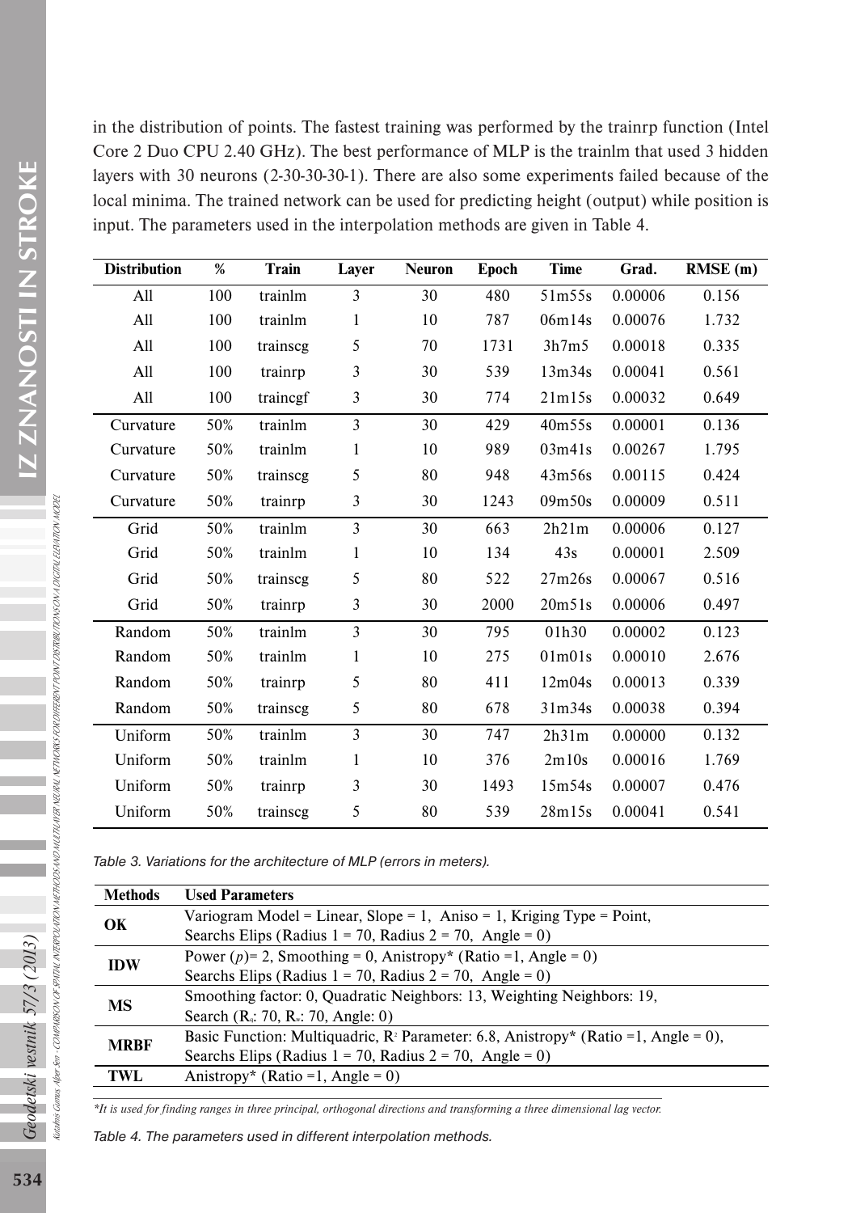in the distribution of points. The fastest training was performed by the trainrp function (Intel Core 2 Duo CPU 2.40 GHz). The best performance of MLP is the trainlm that used 3 hidden layers with 30 neurons (2-30-30-30-1). There are also some experiments failed because of the local minima. The trained network can be used for predicting height (output) while position is input. The parameters used in the interpolation methods are given in Table 4.

| Distribution | % | Train | Layer | Neuron | Epoch | Time | Grad. | RMSE (m) |
|---|---|---|---|---|---|---|---|---|
| All | 100 | trainlm | 3 | 30 | 480 | 51m55s | 0.00006 | 0.156 |
| All | 100 | trainlm | 1 | 10 | 787 | 06m14s | 0.00076 | 1.732 |
| All | 100 | trainscg | 5 | 70 | 1731 | 3h7m5 | 0.00018 | 0.335 |
| All | 100 | trainrp | 3 | 30 | 539 | 13m34s | 0.00041 | 0.561 |
| All | 100 | traincgf | 3 | 30 | 774 | 21m15s | 0.00032 | 0.649 |
| Curvature | 50% | trainlm | 3 | 30 | 429 | 40m55s | 0.00001 | 0.136 |
| Curvature | 50% | trainlm | 1 | 10 | 989 | 03m41s | 0.00267 | 1.795 |
| Curvature | 50% | trainscg | 5 | 80 | 948 | 43m56s | 0.00115 | 0.424 |
| Curvature | 50% | trainrp | 3 | 30 | 1243 | 09m50s | 0.00009 | 0.511 |
| Grid | 50% | trainlm | 3 | 30 | 663 | 2h21m | 0.00006 | 0.127 |
| Grid | 50% | trainlm | 1 | 10 | 134 | 43s | 0.00001 | 2.509 |
| Grid | 50% | trainscg | 5 | 80 | 522 | 27m26s | 0.00067 | 0.516 |
| Grid | 50% | trainrp | 3 | 30 | 2000 | 20m51s | 0.00006 | 0.497 |
| Random | 50% | trainlm | 3 | 30 | 795 | 01h30 | 0.00002 | 0.123 |
| Random | 50% | trainlm | 1 | 10 | 275 | 01m01s | 0.00010 | 2.676 |
| Random | 50% | trainrp | 5 | 80 | 411 | 12m04s | 0.00013 | 0.339 |
| Random | 50% | trainscg | 5 | 80 | 678 | 31m34s | 0.00038 | 0.394 |
| Uniform | 50% | trainlm | 3 | 30 | 747 | 2h31m | 0.00000 | 0.132 |
| Uniform | 50% | trainlm | 1 | 10 | 376 | 2m10s | 0.00016 | 1.769 |
| Uniform | 50% | trainrp | 3 | 30 | 1493 | 15m54s | 0.00007 | 0.476 |
| Uniform | 50% | trainscg | 5 | 80 | 539 | 28m15s | 0.00041 | 0.541 |

*Table 3. Variations for the architecture of MLP (errors in meters).*

| Methods | Used Parameters |
|---|---|
| **OK** | Variogram Model = Linear, Slope = 1, Aniso = 1, Kriging Type = Point, Searchs Elips (Radius 1 = 70, Radius 2 = 70, Angle = 0) |
| **IDW** | Power ($p$)= 2, Smoothing = 0, Anistropy* (Ratio =1, Angle = 0) Searchs Elips (Radius 1 = 70, Radius 2 = 70, Angle = 0) |
| **MS** | Smoothing factor: 0, Quadratic Neighbors: 13, Weighting Neighbors: 19, Search ($R_1$: 70, $R_2$: 70, Angle: 0) |
| **MRBF** | Basic Function: Multiquadric, $R^2$ Parameter: 6.8, Anistropy* (Ratio =1, Angle = 0), Searchs Elips (Radius 1 = 70, Radius 2 = 70, Angle = 0) |
| **TWL** | Anistropy* (Ratio =1, Angle = 0) |

*\*It is used for finding ranges in three principal, orthogonal directions and transforming a three dimensional lag vector.*

*Table 4. The parameters used in different interpolation methods.*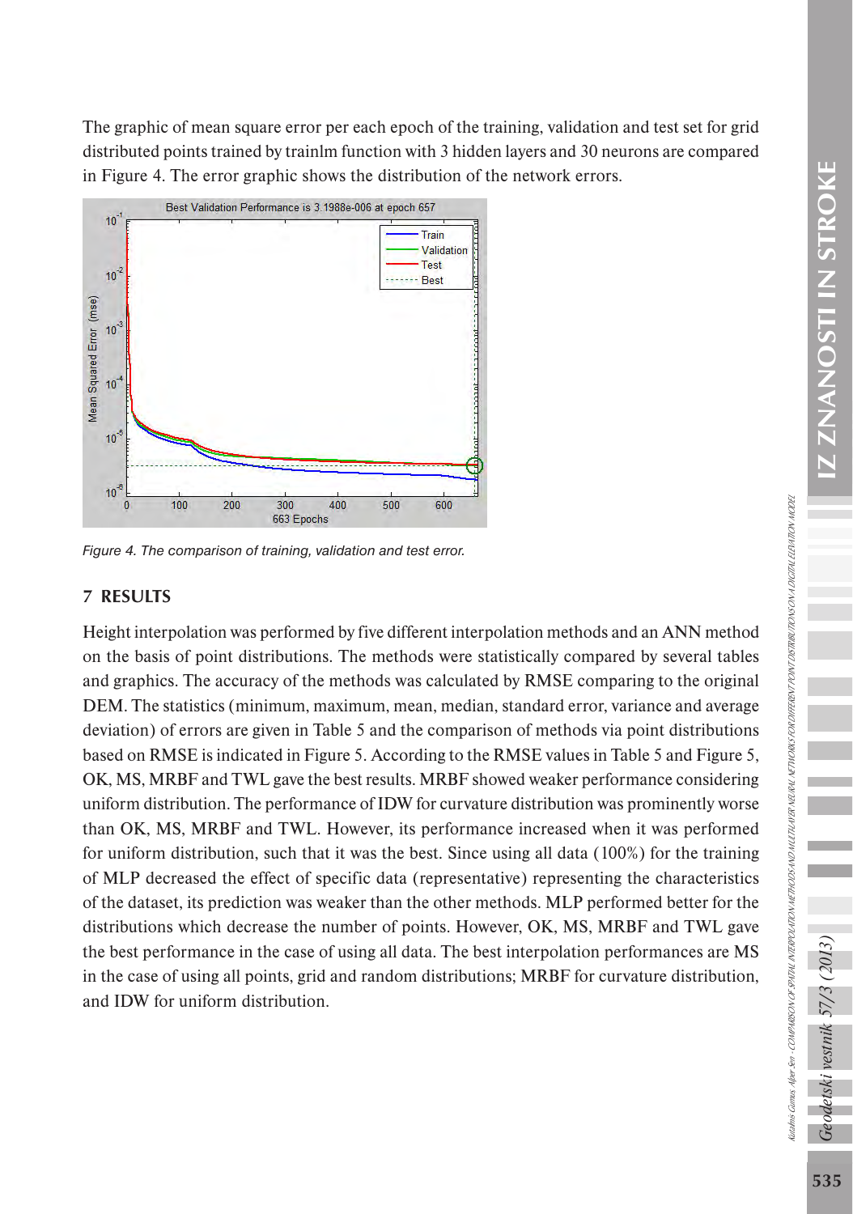The graphic of mean square error per each epoch of the training, validation and test set for grid distributed points trained by trainlm function with 3 hidden layers and 30 neurons are compared in Figure 4. The error graphic shows the distribution of the network errors.

*Figure 4. The comparison of training, validation and test error.*

## 7 RESULTS

Height interpolation was performed by five different interpolation methods and an ANN method on the basis of point distributions. The methods were statistically compared by several tables and graphics. The accuracy of the methods was calculated by RMSE comparing to the original DEM. The statistics (minimum, maximum, mean, median, standard error, variance and average deviation) of errors are given in Table 5 and the comparison of methods via point distributions based on RMSE is indicated in Figure 5. According to the RMSE values in Table 5 and Figure 5, OK, MS, MRBF and TWL gave the best results. MRBF showed weaker performance considering uniform distribution. The performance of IDW for curvature distribution was prominently worse than OK, MS, MRBF and TWL. However, its performance increased when it was performed for uniform distribution, such that it was the best. Since using all data (100%) for the training of MLP decreased the effect of specific data (representative) representing the characteristics of the dataset, its prediction was weaker than the other methods. MLP performed better for the distributions which decrease the number of points. However, OK, MS, MRBF and TWL gave the best performance in the case of using all data. The best interpolation performances are MS in the case of using all points, grid and random distributions; MRBF for curvature distribution, and IDW for uniform distribution.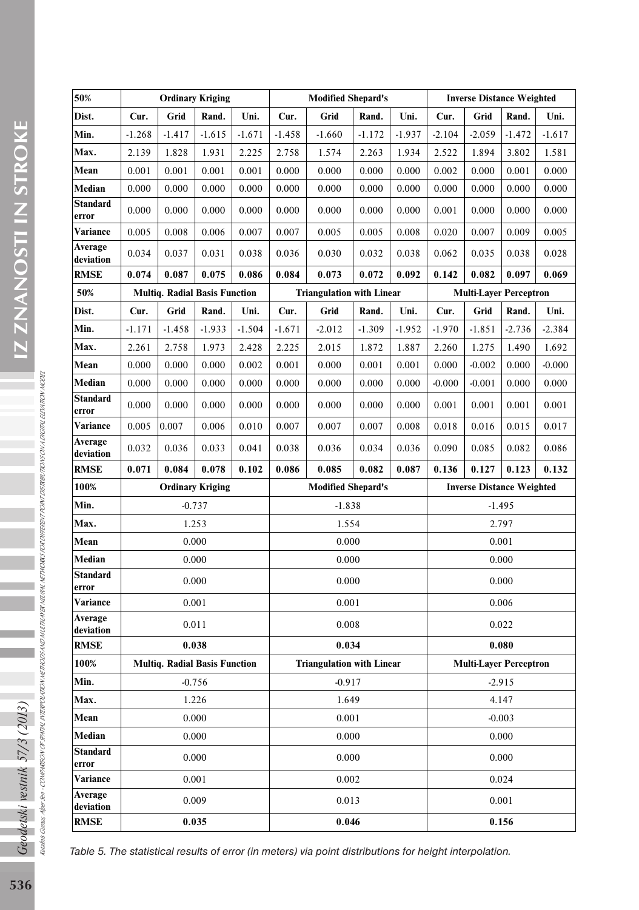| 50% | Ordinary Kriging | | | | Modified Shepard's | | | | Inverse Distance Weighted | | | |
|---|---|---|---|---|---|---|---|---|---|---|---|---|
| **Dist.** | **Cur.** | **Grid** | **Rand.** | **Uni.** | **Cur.** | **Grid** | **Rand.** | **Uni.** | **Cur.** | **Grid** | **Rand.** | **Uni.** |
| **Min.** | -1.268 | -1.417 | -1.615 | -1.671 | -1.458 | -1.660 | -1.172 | -1.937 | -2.104 | -2.059 | -1.472 | -1.617 |
| **Max.** | 2.139 | 1.828 | 1.931 | 2.225 | 2.758 | 1.574 | 2.263 | 1.934 | 2.522 | 1.894 | 3.802 | 1.581 |
| **Mean** | 0.001 | 0.001 | 0.001 | 0.001 | 0.000 | 0.000 | 0.000 | 0.000 | 0.002 | 0.000 | 0.001 | 0.000 |
| **Median** | 0.000 | 0.000 | 0.000 | 0.000 | 0.000 | 0.000 | 0.000 | 0.000 | 0.000 | 0.000 | 0.000 | 0.000 |
| **Standard error** | 0.000 | 0.000 | 0.000 | 0.000 | 0.000 | 0.000 | 0.000 | 0.000 | 0.001 | 0.000 | 0.000 | 0.000 |
| **Variance** | 0.005 | 0.008 | 0.006 | 0.007 | 0.007 | 0.005 | 0.005 | 0.008 | 0.020 | 0.007 | 0.009 | 0.005 |
| **Average deviation** | 0.034 | 0.037 | 0.031 | 0.038 | 0.036 | 0.030 | 0.032 | 0.038 | 0.062 | 0.035 | 0.038 | 0.028 |
| **RMSE** | **0.074** | **0.087** | **0.075** | **0.086** | **0.084** | **0.073** | **0.072** | **0.092** | **0.142** | **0.082** | **0.097** | **0.069** |
| **50%** | **Multiq. Radial Basis Function** | | | | **Triangulation with Linear** | | | | **Multi-Layer Perceptron** | | | |
| **Dist.** | **Cur.** | **Grid** | **Rand.** | **Uni.** | **Cur.** | **Grid** | **Rand.** | **Uni.** | **Cur.** | **Grid** | **Rand.** | **Uni.** |
| **Min.** | -1.171 | -1.458 | -1.933 | -1.504 | -1.671 | -2.012 | -1.309 | -1.952 | -1.970 | -1.851 | -2.736 | -2.384 |
| **Max.** | 2.261 | 2.758 | 1.973 | 2.428 | 2.225 | 2.015 | 1.872 | 1.887 | 2.260 | 1.275 | 1.490 | 1.692 |
| **Mean** | 0.000 | 0.000 | 0.000 | 0.002 | 0.001 | 0.000 | 0.001 | 0.001 | 0.000 | -0.002 | 0.000 | -0.000 |
| **Median** | 0.000 | 0.000 | 0.000 | 0.000 | 0.000 | 0.000 | 0.000 | 0.000 | -0.000 | -0.001 | 0.000 | 0.000 |
| **Standard error** | 0.000 | 0.000 | 0.000 | 0.000 | 0.000 | 0.000 | 0.000 | 0.000 | 0.001 | 0.001 | 0.001 | 0.001 |
| **Variance** | 0.005 | 0.007 | 0.006 | 0.010 | 0.007 | 0.007 | 0.007 | 0.008 | 0.018 | 0.016 | 0.015 | 0.017 |
| **Average deviation** | 0.032 | 0.036 | 0.033 | 0.041 | 0.038 | 0.036 | 0.034 | 0.036 | 0.090 | 0.085 | 0.082 | 0.086 |
| **RMSE** | **0.071** | **0.084** | **0.078** | **0.102** | **0.086** | **0.085** | **0.082** | **0.087** | **0.136** | **0.127** | **0.123** | **0.132** |
| **100%** | **Ordinary Kriging** | | | | **Modified Shepard's** | | | | **Inverse Distance Weighted** | | | |
| **Min.** | -0.737 | | | | -1.838 | | | | -1.495 | | | |
| **Max.** | 1.253 | | | | 1.554 | | | | 2.797 | | | |
| **Mean** | 0.000 | | | | 0.000 | | | | 0.001 | | | |
| **Median** | 0.000 | | | | 0.000 | | | | 0.000 | | | |
| **Standard error** | 0.000 | | | | 0.000 | | | | 0.000 | | | |
| **Variance** | 0.001 | | | | 0.001 | | | | 0.006 | | | |
| **Average deviation** | 0.011 | | | | 0.008 | | | | 0.022 | | | |
| **RMSE** | **0.038** | | | | **0.034** | | | | **0.080** | | | |
| **100%** | **Multiq. Radial Basis Function** | | | | **Triangulation with Linear** | | | | **Multi-Layer Perceptron** | | | |
| **Min.** | -0.756 | | | | -0.917 | | | | -2.915 | | | |
| **Max.** | 1.226 | | | | 1.649 | | | | 4.147 | | | |
| **Mean** | 0.000 | | | | 0.001 | | | | -0.003 | | | |
| **Median** | 0.000 | | | | 0.000 | | | | 0.000 | | | |
| **Standard error** | 0.000 | | | | 0.000 | | | | 0.000 | | | |
| **Variance** | 0.001 | | | | 0.002 | | | | 0.024 | | | |
| **Average deviation** | 0.009 | | | | 0.013 | | | | 0.001 | | | |
| **RMSE** | **0.035** | | | | **0.046** | | | | **0.156** | | | |

*Table 5. The statistical results of error (in meters) via point distributions for height interpolation.*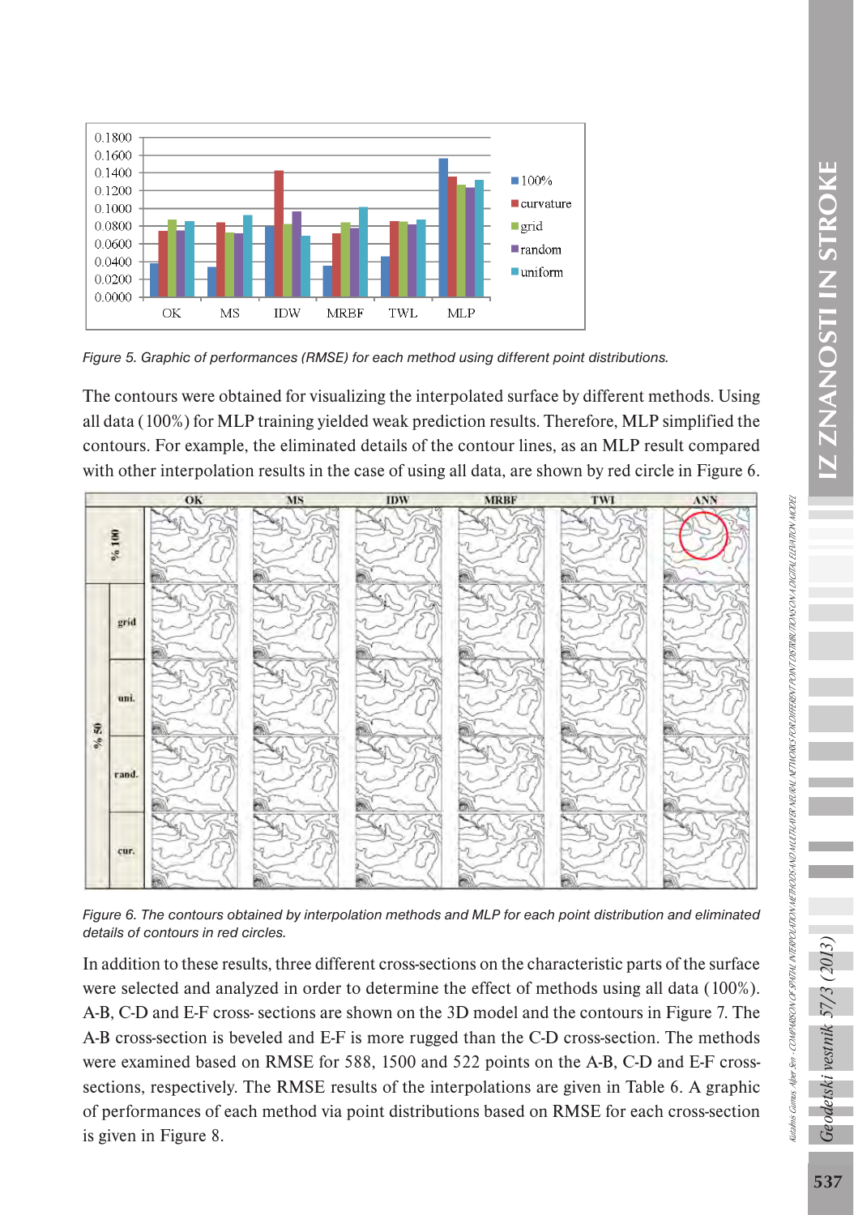Figure 5. Graphic of performances (RMSE) for each method using different point distributions.

The contours were obtained for visualizing the interpolated surface by different methods. Using all data (100%) for MLP training yielded weak prediction results. Therefore, MLP simplified the contours. For example, the eliminated details of the contour lines, as an MLP result compared with other interpolation results in the case of using all data, are shown by red circle in Figure 6.

Figure 6. The contours obtained by interpolation methods and MLP for each point distribution and eliminated details of contours in red circles.

In addition to these results, three different cross-sections on the characteristic parts of the surface were selected and analyzed in order to determine the effect of methods using all data (100%). A-B, C-D and E-F cross- sections are shown on the 3D model and the contours in Figure 7. The A-B cross-section is beveled and E-F is more rugged than the C-D cross-section. The methods were examined based on RMSE for 588, 1500 and 522 points on the A-B, C-D and E-F cross-sections, respectively. The RMSE results of the interpolations are given in Table 6. A graphic of performances of each method via point distributions based on RMSE for each cross-section is given in Figure 8.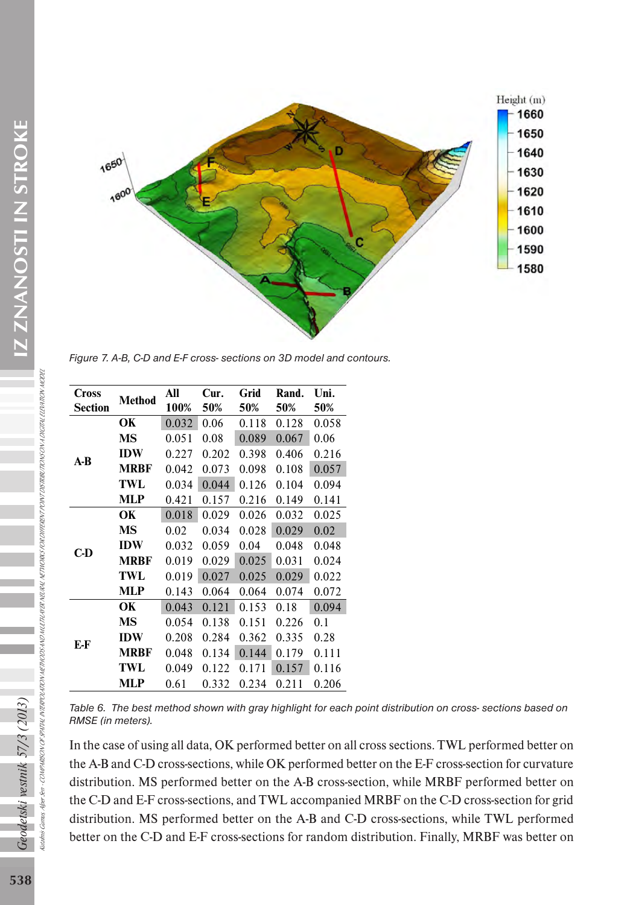Figure 7. A-B, C-D and E-F cross- sections on 3D model and contours.

| Cross Section | Method | All 100% | Cur. 50% | Grid 50% | Rand. 50% | Uni. 50% |
|---|---|---|---|---|---|---|
| A-B | OK | 0.032 | 0.06 | 0.118 | 0.128 | 0.058 |
| | MS | 0.051 | 0.08 | 0.089 | 0.067 | 0.06 |
| | IDW | 0.227 | 0.202 | 0.398 | 0.406 | 0.216 |
| | MRBF | 0.042 | 0.073 | 0.098 | 0.108 | 0.057 |
| | TWL | 0.034 | 0.044 | 0.126 | 0.104 | 0.094 |
| | MLP | 0.421 | 0.157 | 0.216 | 0.149 | 0.141 |
| C-D | OK | 0.018 | 0.029 | 0.026 | 0.032 | 0.025 |
| | MS | 0.02 | 0.034 | 0.028 | 0.029 | 0.02 |
| | IDW | 0.032 | 0.059 | 0.04 | 0.048 | 0.048 |
| | MRBF | 0.019 | 0.029 | 0.025 | 0.031 | 0.024 |
| | TWL | 0.019 | 0.027 | 0.025 | 0.029 | 0.022 |
| | MLP | 0.143 | 0.064 | 0.064 | 0.074 | 0.072 |
| E-F | OK | 0.043 | 0.121 | 0.153 | 0.18 | 0.094 |
| | MS | 0.054 | 0.138 | 0.151 | 0.226 | 0.1 |
| | IDW | 0.208 | 0.284 | 0.362 | 0.335 | 0.28 |
| | MRBF | 0.048 | 0.134 | 0.144 | 0.179 | 0.111 |
| | TWL | 0.049 | 0.122 | 0.171 | 0.157 | 0.116 |
| | MLP | 0.61 | 0.332 | 0.234 | 0.211 | 0.206 |

Table 6. The best method shown with gray highlight for each point distribution on cross- sections based on RMSE (in meters).

In the case of using all data, OK performed better on all cross sections. TWL performed better on the A-B and C-D cross-sections, while OK performed better on the E-F cross-section for curvature distribution. MS performed better on the A-B cross-section, while MRBF performed better on the C-D and E-F cross-sections, and TWL accompanied MRBF on the C-D cross-section for grid distribution. MS performed better on the A-B and C-D cross-sections, while TWL performed better on the C-D and E-F cross-sections for random distribution. Finally, MRBF was better on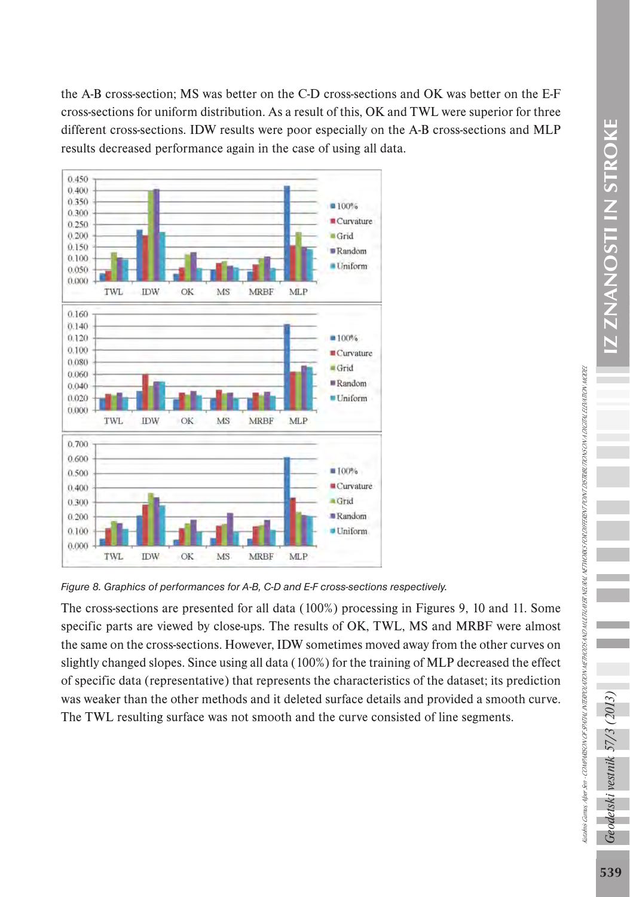the A-B cross-section; MS was better on the C-D cross-sections and OK was better on the E-F cross-sections for uniform distribution. As a result of this, OK and TWL were superior for three different cross-sections. IDW results were poor especially on the A-B cross-sections and MLP results decreased performance again in the case of using all data.

*Figure 8. Graphics of performances for A-B, C-D and E-F cross-sections respectively.*

The cross-sections are presented for all data (100%) processing in Figures 9, 10 and 11. Some specific parts are viewed by close-ups. The results of OK, TWL, MS and MRBF were almost the same on the cross-sections. However, IDW sometimes moved away from the other curves on slightly changed slopes. Since using all data (100%) for the training of MLP decreased the effect of specific data (representative) that represents the characteristics of the dataset; its prediction was weaker than the other methods and it deleted surface details and provided a smooth curve. The TWL resulting surface was not smooth and the curve consisted of line segments.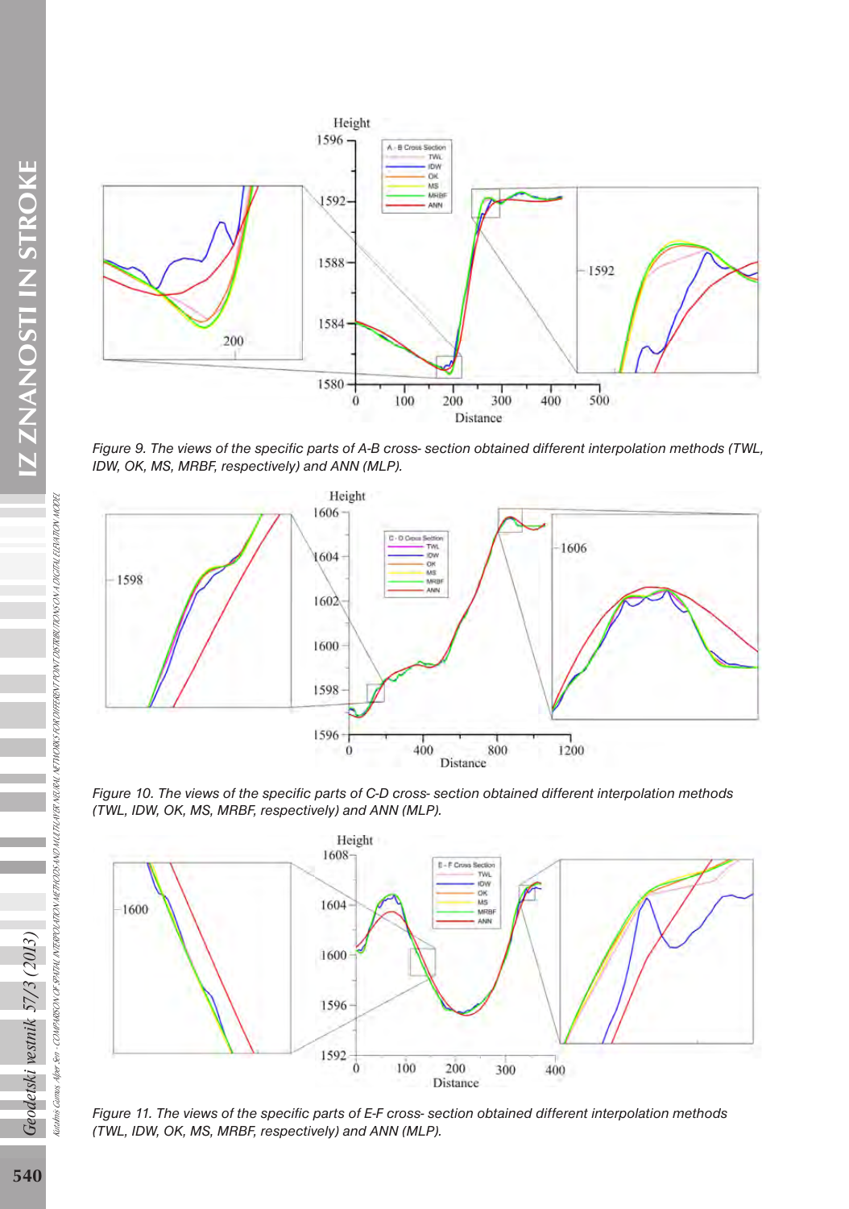Figure 9. The views of the specific parts of A-B cross- section obtained different interpolation methods (TWL, IDW, OK, MS, MRBF, respectively) and ANN (MLP).

Figure 10. The views of the specific parts of C-D cross- section obtained different interpolation methods (TWL, IDW, OK, MS, MRBF, respectively) and ANN (MLP).

Figure 11. The views of the specific parts of E-F cross- section obtained different interpolation methods (TWL, IDW, OK, MS, MRBF, respectively) and ANN (MLP).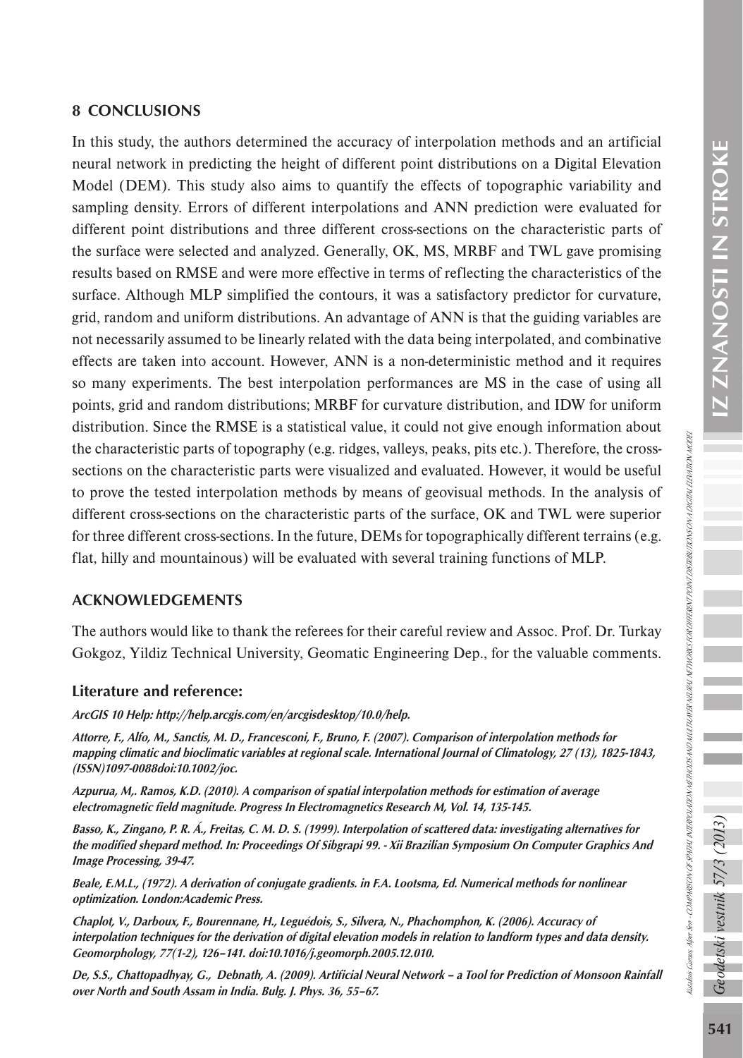## 8 CONCLUSIONS

In this study, the authors determined the accuracy of interpolation methods and an artificial neural network in predicting the height of different point distributions on a Digital Elevation Model (DEM). This study also aims to quantify the effects of topographic variability and sampling density. Errors of different interpolations and ANN prediction were evaluated for different point distributions and three different cross-sections on the characteristic parts of the surface were selected and analyzed. Generally, OK, MS, MRBF and TWL gave promising results based on RMSE and were more effective in terms of reflecting the characteristics of the surface. Although MLP simplified the contours, it was a satisfactory predictor for curvature, grid, random and uniform distributions. An advantage of ANN is that the guiding variables are not necessarily assumed to be linearly related with the data being interpolated, and combinative effects are taken into account. However, ANN is a non-deterministic method and it requires so many experiments. The best interpolation performances are MS in the case of using all points, grid and random distributions; MRBF for curvature distribution, and IDW for uniform distribution. Since the RMSE is a statistical value, it could not give enough information about the characteristic parts of topography (e.g. ridges, valleys, peaks, pits etc.). Therefore, the cross-sections on the characteristic parts were visualized and evaluated. However, it would be useful to prove the tested interpolation methods by means of geovisual methods. In the analysis of different cross-sections on the characteristic parts of the surface, OK and TWL were superior for three different cross-sections. In the future, DEMs for topographically different terrains (e.g. flat, hilly and mountainous) will be evaluated with several training functions of MLP.

## ACKNOWLEDGEMENTS

The authors would like to thank the referees for their careful review and Assoc. Prof. Dr. Turkay Gokgoz, Yildiz Technical University, Geomatic Engineering Dep., for the valuable comments.

### Literature and reference:

***ArcGIS 10 Help: http://help.arcgis.com/en/arcgisdesktop/10.0/help.***

***Attorre, F., Alfo, M., Sanctis, M. D., Francesconi, F., Bruno, F. (2007). Comparison of interpolation methods for mapping climatic and bioclimatic variables at regional scale. International Journal of Climatology, 27 (13), 1825-1843, (ISSN)1097-0088doi:10.1002/joc.***

***Azpurua, M,. Ramos, K.D. (2010). A comparison of spatial interpolation methods for estimation of average electromagnetic field magnitude. Progress In Electromagnetics Research M, Vol. 14, 135-145.***

***Basso, K., Zingano, P. R. Á., Freitas, C. M. D. S. (1999). Interpolation of scattered data: investigating alternatives for the modified shepard method. In: Proceedings Of Sibgrapi 99. - Xii Brazilian Symposium On Computer Graphics And Image Processing, 39-47.***

***Beale, E.M.L., (1972). A derivation of conjugate gradients. in F.A. Lootsma, Ed. Numerical methods for nonlinear optimization. London:Academic Press.***

***Chaplot, V., Darboux, F., Bourennane, H., Leguédois, S., Silvera, N., Phachomphon, K. (2006). Accuracy of interpolation techniques for the derivation of digital elevation models in relation to landform types and data density. Geomorphology, 77(1-2), 126–141. doi:10.1016/j.geomorph.2005.12.010.***

***De, S.S., Chattopadhyay, G., Debnath, A. (2009). Artificial Neural Network – a Tool for Prediction of Monsoon Rainfall over North and South Assam in India. Bulg. J. Phys. 36, 55–67.***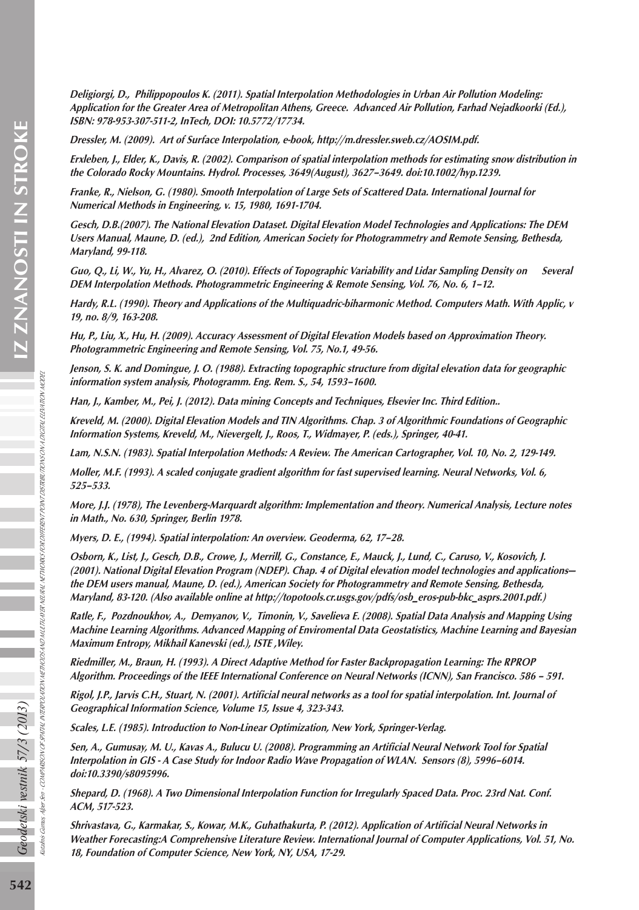*Deligiorgi, D., Philippopoulos K. (2011). Spatial Interpolation Methodologies in Urban Air Pollution Modeling: Application for the Greater Area of Metropolitan Athens, Greece. Advanced Air Pollution, Farhad Nejadkoorki (Ed.), ISBN: 978-953-307-511-2, InTech, DOI: 10.5772/17734.*

*Dressler, M. (2009). Art of Surface Interpolation, e-book, http://m.dressler.sweb.cz/AOSIM.pdf.*

*Erxleben, J., Elder, K., Davis, R. (2002). Comparison of spatial interpolation methods for estimating snow distribution in the Colorado Rocky Mountains. Hydrol. Processes, 3649(August), 3627–3649. doi:10.1002/hyp.1239.*

*Franke, R., Nielson, G. (1980). Smooth Interpolation of Large Sets of Scattered Data. International Journal for Numerical Methods in Engineering, v. 15, 1980, 1691-1704.*

*Gesch, D.B.(2007). The National Elevation Dataset. Digital Elevation Model Technologies and Applications: The DEM Users Manual, Maune, D. (ed.), 2nd Edition, American Society for Photogrammetry and Remote Sensing, Bethesda, Maryland, 99-118.*

*Guo, Q., Li, W., Yu, H., Alvarez, O. (2010). Effects of Topographic Variability and Lidar Sampling Density on Several DEM Interpolation Methods. Photogrammetric Engineering & Remote Sensing, Vol. 76, No. 6, 1–12.*

*Hardy, R.L. (1990). Theory and Applications of the Multiquadric-biharmonic Method. Computers Math. With Applic, v 19, no. 8/9, 163-208.*

*Hu, P., Liu, X., Hu, H. (2009). Accuracy Assessment of Digital Elevation Models based on Approximation Theory. Photogrammetric Engineering and Remote Sensing, Vol. 75, No.1, 49-56.*

*Jenson, S. K. and Domingue, J. O. (1988). Extracting topographic structure from digital elevation data for geographic information system analysis, Photogramm. Eng. Rem. S., 54, 1593–1600.*

*Han, J., Kamber, M., Pei, J. (2012). Data mining Concepts and Techniques, Elsevier Inc. Third Edition..*

*Kreveld, M. (2000). Digital Elevation Models and TIN Algorithms. Chap. 3 of Algorithmic Foundations of Geographic Information Systems, Kreveld, M., Nievergelt, J., Roos, T., Widmayer, P. (eds.), Springer, 40-41.*

*Lam, N.S.N. (1983). Spatial Interpolation Methods: A Review. The American Cartographer, Vol. 10, No. 2, 129-149.*

*Moller, M.F. (1993). A scaled conjugate gradient algorithm for fast supervised learning. Neural Networks, Vol. 6, 525–533.*

*More, J.J. (1978), The Levenberg-Marquardt algorithm: Implementation and theory. Numerical Analysis, Lecture notes in Math., No. 630, Springer, Berlin 1978.*

*Myers, D. E., (1994). Spatial interpolation: An overview. Geoderma, 62, 17–28.*

*Osborn, K., List, J., Gesch, D.B., Crowe, J., Merrill, G., Constance, E., Mauck, J., Lund, C., Caruso, V., Kosovich, J. (2001). National Digital Elevation Program (NDEP). Chap. 4 of Digital elevation model technologies and applications—the DEM users manual, Maune, D. (ed.), American Society for Photogrammetry and Remote Sensing, Bethesda, Maryland, 83-120. (Also available online at http://topotools.cr.usgs.gov/pdfs/osb_eros-pub-bkc_asprs.2001.pdf.)*

*Ratle, F., Pozdnoukhov, A., Demyanov, V., Timonin, V., Savelieva E. (2008). Spatial Data Analysis and Mapping Using Machine Learning Algorithms. Advanced Mapping of Enviromental Data Geostatistics, Machine Learning and Bayesian Maximum Entropy, Mikhail Kanevski (ed.), ISTE ,Wiley.*

*Riedmiller, M., Braun, H. (1993). A Direct Adaptive Method for Faster Backpropagation Learning: The RPROP Algorithm. Proceedings of the IEEE International Conference on Neural Networks (ICNN), San Francisco. 586 – 591.*

*Rigol, J.P., Jarvis C.H., Stuart, N. (2001). Artificial neural networks as a tool for spatial interpolation. Int. Journal of Geographical Information Science, Volume 15, Issue 4, 323-343.*

*Scales, L.E. (1985). Introduction to Non-Linear Optimization, New York, Springer-Verlag.*

*Sen, A., Gumusay, M. U., Kavas A., Bulucu U. (2008). Programming an Artificial Neural Network Tool for Spatial Interpolation in GIS - A Case Study for Indoor Radio Wave Propagation of WLAN. Sensors (8), 5996–6014. doi:10.3390/s8095996.*

*Shepard, D. (1968). A Two Dimensional Interpolation Function for Irregularly Spaced Data. Proc. 23rd Nat. Conf. ACM, 517-523.*

*Shrivastava, G., Karmakar, S., Kowar, M.K., Guhathakurta, P. (2012). Application of Artificial Neural Networks in Weather Forecasting:A Comprehensive Literature Review. International Journal of Computer Applications, Vol. 51, No. 18, Foundation of Computer Science, New York, NY, USA, 17-29.*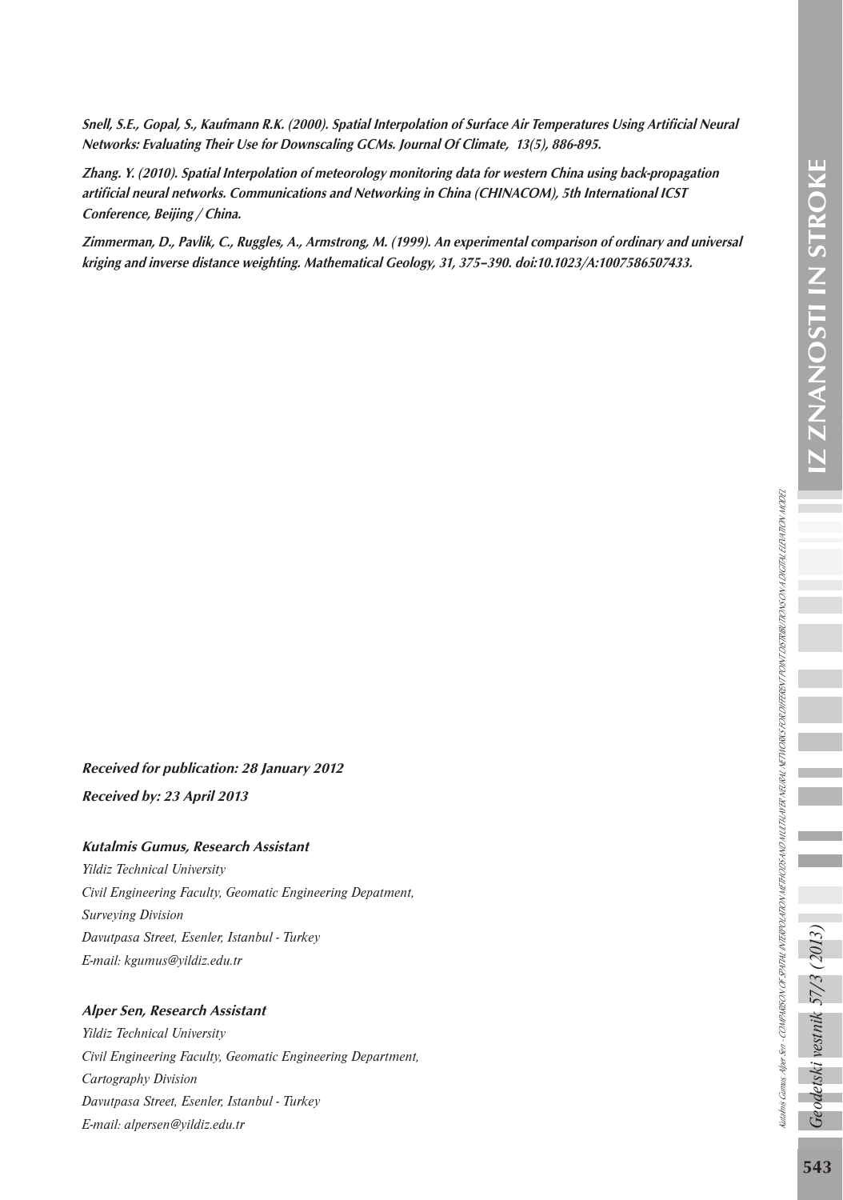**Snell, S.E., Gopal, S., Kaufmann R.K. (2000). Spatial Interpolation of Surface Air Temperatures Using Artificial Neural Networks: Evaluating Their Use for Downscaling GCMs. Journal Of Climate, 13(5), 886-895.**

**Zhang. Y. (2010). Spatial Interpolation of meteorology monitoring data for western China using back-propagation artificial neural networks. Communications and Networking in China (CHINACOM), 5th International ICST Conference, Beijing / China.**

**Zimmerman, D., Pavlik, C., Ruggles, A., Armstrong, M. (1999). An experimental comparison of ordinary and universal kriging and inverse distance weighting. Mathematical Geology, 31, 375–390. doi:10.1023/A:1007586507433.**

**Received for publication: 28 January 2012**

**Received by: 23 April 2013**

**Kutalmis Gumus, Research Assistant**

*Yildiz Technical University*
*Civil Engineering Faculty, Geomatic Engineering Depatment,*
*Surveying Division*
*Davutpasa Street, Esenler, Istanbul - Turkey*
*E-mail: kgumus@yildiz.edu.tr*

**Alper Sen, Research Assistant**

*Yildiz Technical University*
*Civil Engineering Faculty, Geomatic Engineering Department,*
*Cartography Division*
*Davutpasa Street, Esenler, Istanbul - Turkey*
*E-mail: alpersen@yildiz.edu.tr*